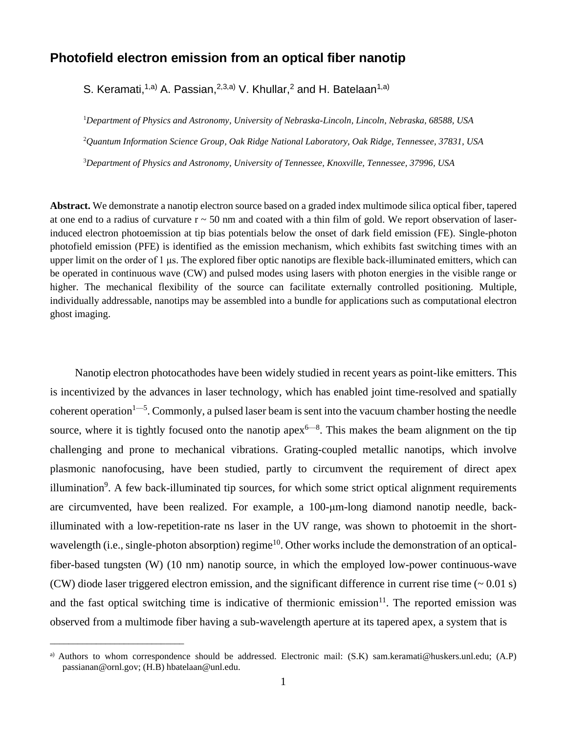# Photofield electron emission from an optical fiber nanotip

S. Keramati,[1,a)] A. Passian,[2,3,a)] V. Khullar,[2] and H. Batelaan[1,a)]

[1]*Department of Physics and Astronomy, University of Nebraska-Lincoln, Lincoln, Nebraska, 68588, USA*

[2]*Quantum Information Science Group, Oak Ridge National Laboratory, Oak Ridge, Tennessee, 37831, USA*

[3]*Department of Physics and Astronomy, University of Tennessee, Knoxville, Tennessee, 37996, USA*

**Abstract.** We demonstrate a nanotip electron source based on a graded index multimode silica optical fiber, tapered at one end to a radius of curvature r ~ 50 nm and coated with a thin film of gold. We report observation of laser-induced electron photoemission at tip bias potentials below the onset of dark field emission (FE). Single-photon photofield emission (PFE) is identified as the emission mechanism, which exhibits fast switching times with an upper limit on the order of 1 μs. The explored fiber optic nanotips are flexible back-illuminated emitters, which can be operated in continuous wave (CW) and pulsed modes using lasers with photon energies in the visible range or higher. The mechanical flexibility of the source can facilitate externally controlled positioning. Multiple, individually addressable, nanotips may be assembled into a bundle for applications such as computational electron ghost imaging.

Nanotip electron photocathodes have been widely studied in recent years as point-like emitters. This is incentivized by the advances in laser technology, which has enabled joint time-resolved and spatially coherent operation[1—5]. Commonly, a pulsed laser beam is sent into the vacuum chamber hosting the needle source, where it is tightly focused onto the nanotip apex[6—8]. This makes the beam alignment on the tip challenging and prone to mechanical vibrations. Grating-coupled metallic nanotips, which involve plasmonic nanofocusing, have been studied, partly to circumvent the requirement of direct apex illumination[9]. A few back-illuminated tip sources, for which some strict optical alignment requirements are circumvented, have been realized. For example, a 100-μm-long diamond nanotip needle, back-illuminated with a low-repetition-rate ns laser in the UV range, was shown to photoemit in the short-wavelength (i.e., single-photon absorption) regime[10]. Other works include the demonstration of an optical-fiber-based tungsten (W) (10 nm) nanotip source, in which the employed low-power continuous-wave (CW) diode laser triggered electron emission, and the significant difference in current rise time (~ 0.01 s) and the fast optical switching time is indicative of thermionic emission[11]. The reported emission was observed from a multimode fiber having a sub-wavelength aperture at its tapered apex, a system that is

[a)] Authors to whom correspondence should be addressed. Electronic mail: (S.K) sam.keramati@huskers.unl.edu; (A.P) passianan@ornl.gov; (H.B) hbatelaan@unl.edu.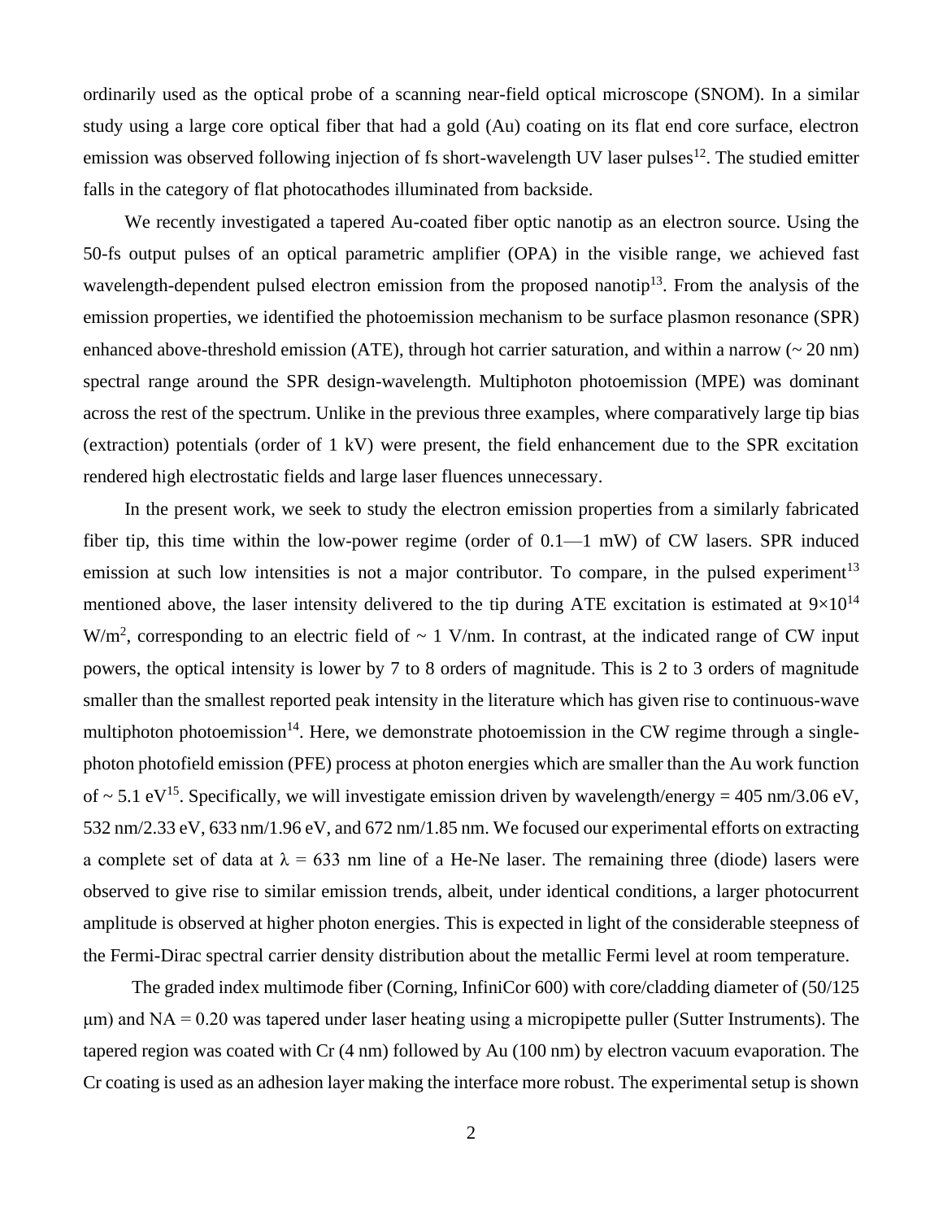ordinarily used as the optical probe of a scanning near-field optical microscope (SNOM). In a similar study using a large core optical fiber that had a gold (Au) coating on its flat end core surface, electron emission was observed following injection of fs short-wavelength UV laser pulses[12]. The studied emitter falls in the category of flat photocathodes illuminated from backside.

We recently investigated a tapered Au-coated fiber optic nanotip as an electron source. Using the 50-fs output pulses of an optical parametric amplifier (OPA) in the visible range, we achieved fast wavelength-dependent pulsed electron emission from the proposed nanotip[13]. From the analysis of the emission properties, we identified the photoemission mechanism to be surface plasmon resonance (SPR) enhanced above-threshold emission (ATE), through hot carrier saturation, and within a narrow (~ 20 nm) spectral range around the SPR design-wavelength. Multiphoton photoemission (MPE) was dominant across the rest of the spectrum. Unlike in the previous three examples, where comparatively large tip bias (extraction) potentials (order of 1 kV) were present, the field enhancement due to the SPR excitation rendered high electrostatic fields and large laser fluences unnecessary.

In the present work, we seek to study the electron emission properties from a similarly fabricated fiber tip, this time within the low-power regime (order of 0.1—1 mW) of CW lasers. SPR induced emission at such low intensities is not a major contributor. To compare, in the pulsed experiment[13] mentioned above, the laser intensity delivered to the tip during ATE excitation is estimated at $9\times10^{14}$ W/m$^2$, corresponding to an electric field of ~ 1 V/nm. In contrast, at the indicated range of CW input powers, the optical intensity is lower by 7 to 8 orders of magnitude. This is 2 to 3 orders of magnitude smaller than the smallest reported peak intensity in the literature which has given rise to continuous-wave multiphoton photoemission[14]. Here, we demonstrate photoemission in the CW regime through a single-photon photofield emission (PFE) process at photon energies which are smaller than the Au work function of ~ 5.1 eV[15]. Specifically, we will investigate emission driven by wavelength/energy = 405 nm/3.06 eV, 532 nm/2.33 eV, 633 nm/1.96 eV, and 672 nm/1.85 nm. We focused our experimental efforts on extracting a complete set of data at $\lambda$ = 633 nm line of a He-Ne laser. The remaining three (diode) lasers were observed to give rise to similar emission trends, albeit, under identical conditions, a larger photocurrent amplitude is observed at higher photon energies. This is expected in light of the considerable steepness of the Fermi-Dirac spectral carrier density distribution about the metallic Fermi level at room temperature.

The graded index multimode fiber (Corning, InfiniCor 600) with core/cladding diameter of (50/125 μm) and NA = 0.20 was tapered under laser heating using a micropipette puller (Sutter Instruments). The tapered region was coated with Cr (4 nm) followed by Au (100 nm) by electron vacuum evaporation. The Cr coating is used as an adhesion layer making the interface more robust. The experimental setup is shown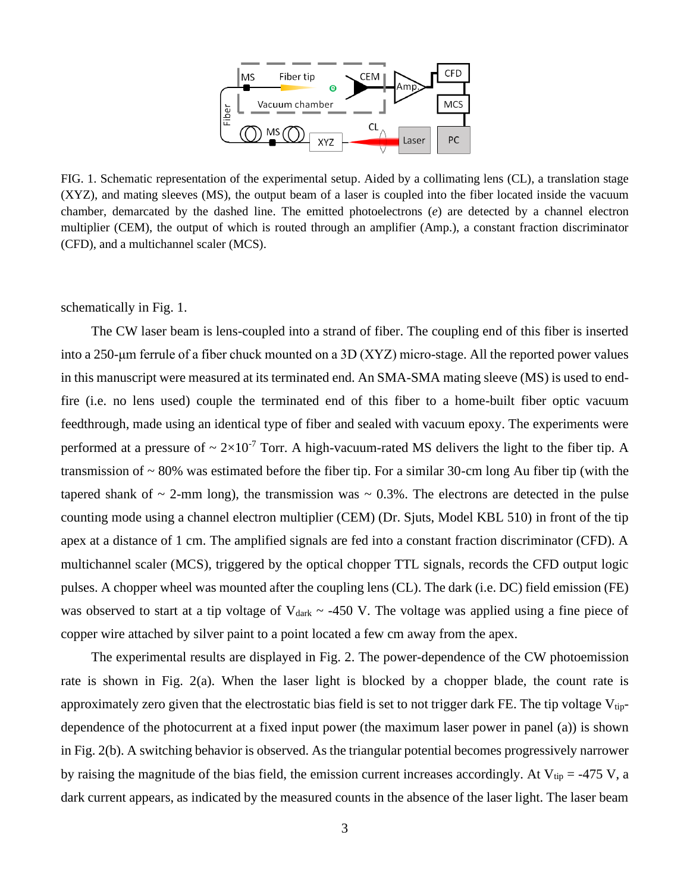FIG. 1. Schematic representation of the experimental setup. Aided by a collimating lens (CL), a translation stage (XYZ), and mating sleeves (MS), the output beam of a laser is coupled into the fiber located inside the vacuum chamber, demarcated by the dashed line. The emitted photoelectrons (*e*) are detected by a channel electron multiplier (CEM), the output of which is routed through an amplifier (Amp.), a constant fraction discriminator (CFD), and a multichannel scaler (MCS).

schematically in Fig. 1.

The CW laser beam is lens-coupled into a strand of fiber. The coupling end of this fiber is inserted into a 250-μm ferrule of a fiber chuck mounted on a 3D (XYZ) micro-stage. All the reported power values in this manuscript were measured at its terminated end. An SMA-SMA mating sleeve (MS) is used to end-fire (i.e. no lens used) couple the terminated end of this fiber to a home-built fiber optic vacuum feedthrough, made using an identical type of fiber and sealed with vacuum epoxy. The experiments were performed at a pressure of ~ $2\times10^{-7}$ Torr. A high-vacuum-rated MS delivers the light to the fiber tip. A transmission of ~ 80% was estimated before the fiber tip. For a similar 30-cm long Au fiber tip (with the tapered shank of ~ 2-mm long), the transmission was ~ 0.3%. The electrons are detected in the pulse counting mode using a channel electron multiplier (CEM) (Dr. Sjuts, Model KBL 510) in front of the tip apex at a distance of 1 cm. The amplified signals are fed into a constant fraction discriminator (CFD). A multichannel scaler (MCS), triggered by the optical chopper TTL signals, records the CFD output logic pulses. A chopper wheel was mounted after the coupling lens (CL). The dark (i.e. DC) field emission (FE) was observed to start at a tip voltage of $V_{dark}$ ~ -450 V. The voltage was applied using a fine piece of copper wire attached by silver paint to a point located a few cm away from the apex.

The experimental results are displayed in Fig. 2. The power-dependence of the CW photoemission rate is shown in Fig. 2(a). When the laser light is blocked by a chopper blade, the count rate is approximately zero given that the electrostatic bias field is set to not trigger dark FE. The tip voltage $V_{tip}$-dependence of the photocurrent at a fixed input power (the maximum laser power in panel (a)) is shown in Fig. 2(b). A switching behavior is observed. As the triangular potential becomes progressively narrower by raising the magnitude of the bias field, the emission current increases accordingly. At $V_{tip}$ = -475 V, a dark current appears, as indicated by the measured counts in the absence of the laser light. The laser beam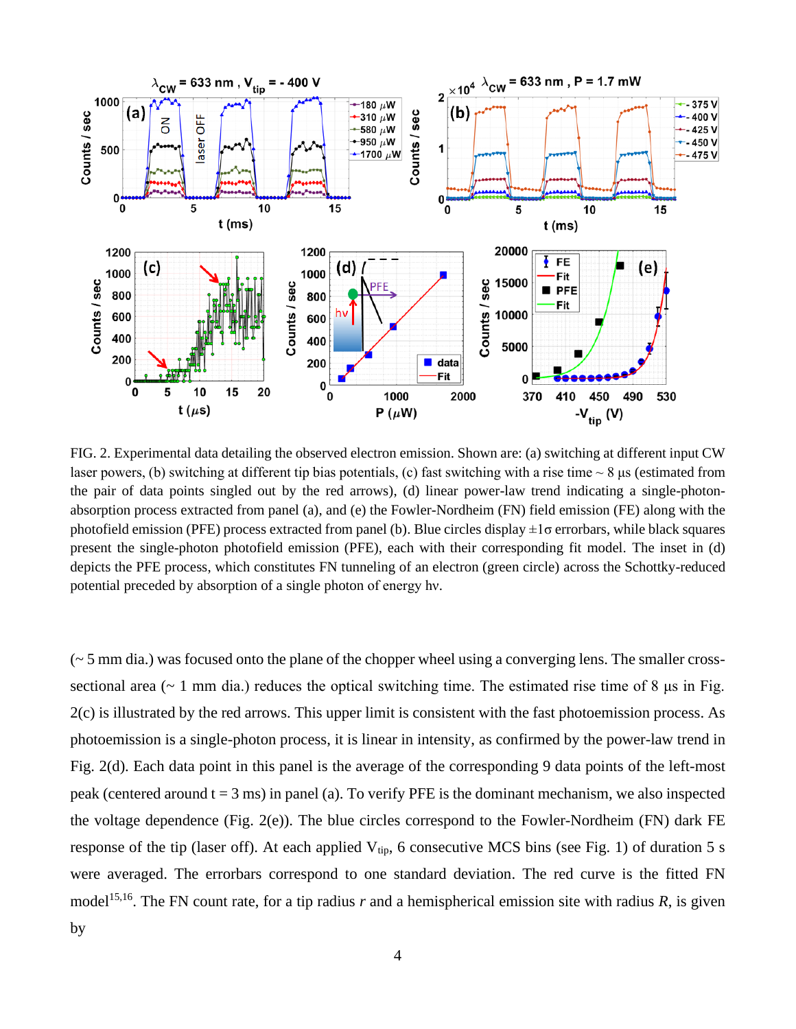FIG. 2. Experimental data detailing the observed electron emission. Shown are: (a) switching at different input CW laser powers, (b) switching at different tip bias potentials, (c) fast switching with a rise time ~ 8 µs (estimated from the pair of data points singled out by the red arrows), (d) linear power-law trend indicating a single-photon-absorption process extracted from panel (a), and (e) the Fowler-Nordheim (FN) field emission (FE) along with the photofield emission (PFE) process extracted from panel (b). Blue circles display ±1σ errorbars, while black squares present the single-photon photofield emission (PFE), each with their corresponding fit model. The inset in (d) depicts the PFE process, which constitutes FN tunneling of an electron (green circle) across the Schottky-reduced potential preceded by absorption of a single photon of energy hν.

(~ 5 mm dia.) was focused onto the plane of the chopper wheel using a converging lens. The smaller cross-sectional area (~ 1 mm dia.) reduces the optical switching time. The estimated rise time of 8 µs in Fig. 2(c) is illustrated by the red arrows. This upper limit is consistent with the fast photoemission process. As photoemission is a single-photon process, it is linear in intensity, as confirmed by the power-law trend in Fig. 2(d). Each data point in this panel is the average of the corresponding 9 data points of the left-most peak (centered around t = 3 ms) in panel (a). To verify PFE is the dominant mechanism, we also inspected the voltage dependence (Fig. 2(e)). The blue circles correspond to the Fowler-Nordheim (FN) dark FE response of the tip (laser off). At each applied $V_{tip}$, 6 consecutive MCS bins (see Fig. 1) of duration 5 s were averaged. The errorbars correspond to one standard deviation. The red curve is the fitted FN model[15,16]. The FN count rate, for a tip radius *r* and a hemispherical emission site with radius *R*, is given by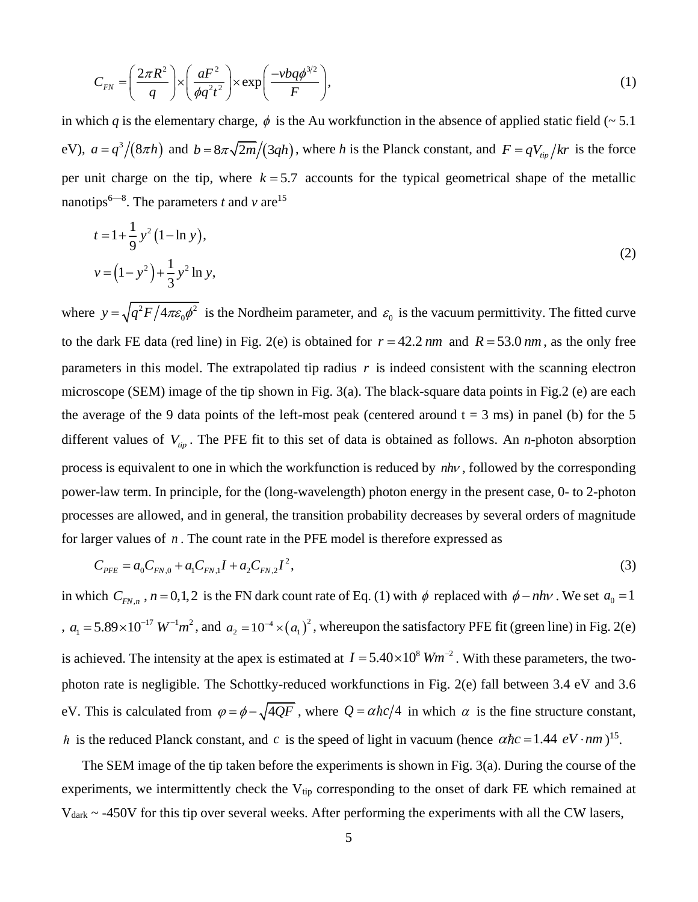$$C_{FN} = \left( \frac{2\pi R^2}{q} \right) \times \left( \frac{aF^2}{\phi q^2 t^2} \right) \times \exp\left( \frac{-vbq\phi^{3/2}}{F} \right), \tag{1}$$

in which $q$ is the elementary charge, $\phi$ is the Au workfunction in the absence of applied static field (~ 5.1 eV), $a = q^3/(8\pi h)$ and $b = 8\pi\sqrt{2m}/(3qh)$, where $h$ is the Planck constant, and $F = qV_{tip}/kr$ is the force per unit charge on the tip, where $k = 5.7$ accounts for the typical geometrical shape of the metallic nanotips[6—8]. The parameters $t$ and $v$ are[15]

$$\begin{aligned} t &= 1 + \frac{1}{9} y^2 (1 - \ln y), \\ v &= (1 - y^2) + \frac{1}{3} y^2 \ln y, \end{aligned} \tag{2}$$

where $y = \sqrt{q^2 F / 4\pi\varepsilon_0 \phi^2}$ is the Nordheim parameter, and $\varepsilon_0$ is the vacuum permittivity. The fitted curve to the dark FE data (red line) in Fig. 2(e) is obtained for $r = 42.2\ nm$ and $R = 53.0\ nm$, as the only free parameters in this model. The extrapolated tip radius $r$ is indeed consistent with the scanning electron microscope (SEM) image of the tip shown in Fig. 3(a). The black-square data points in Fig.2 (e) are each the average of the 9 data points of the left-most peak (centered around t = 3 ms) in panel (b) for the 5 different values of $V_{tip}$. The PFE fit to this set of data is obtained as follows. An *n*-photon absorption process is equivalent to one in which the workfunction is reduced by $nh\nu$, followed by the corresponding power-law term. In principle, for the (long-wavelength) photon energy in the present case, 0- to 2-photon processes are allowed, and in general, the transition probability decreases by several orders of magnitude for larger values of $n$. The count rate in the PFE model is therefore expressed as

$$C_{PFE} = a_0 C_{FN,0} + a_1 C_{FN,1} I + a_2 C_{FN,2} I^2, \tag{3}$$

in which $C_{FN,n}$, $n = 0,1,2$ is the FN dark count rate of Eq. (1) with $\phi$ replaced with $\phi - nh\nu$. We set $a_0 = 1$, $a_1 = 5.89 \times 10^{-17}\ W^{-1}m^2$, and $a_2 = 10^{-4} \times (a_1)^2$, whereupon the satisfactory PFE fit (green line) in Fig. 2(e) is achieved. The intensity at the apex is estimated at $I = 5.40 \times 10^8\ Wm^{-2}$. With these parameters, the two-photon rate is negligible. The Schottky-reduced workfunctions in Fig. 2(e) fall between 3.4 eV and 3.6 eV. This is calculated from $\varphi = \phi - \sqrt{4QF}$, where $Q = \alpha\hbar c/4$ in which $\alpha$ is the fine structure constant, $\hbar$ is the reduced Planck constant, and $c$ is the speed of light in vacuum (hence $\alpha\hbar c = 1.44\ eV \cdot nm$)[15].

The SEM image of the tip taken before the experiments is shown in Fig. 3(a). During the course of the experiments, we intermittently check the $V_{tip}$ corresponding to the onset of dark FE which remained at $V_{dark}$ ~ -450V for this tip over several weeks. After performing the experiments with all the CW lasers,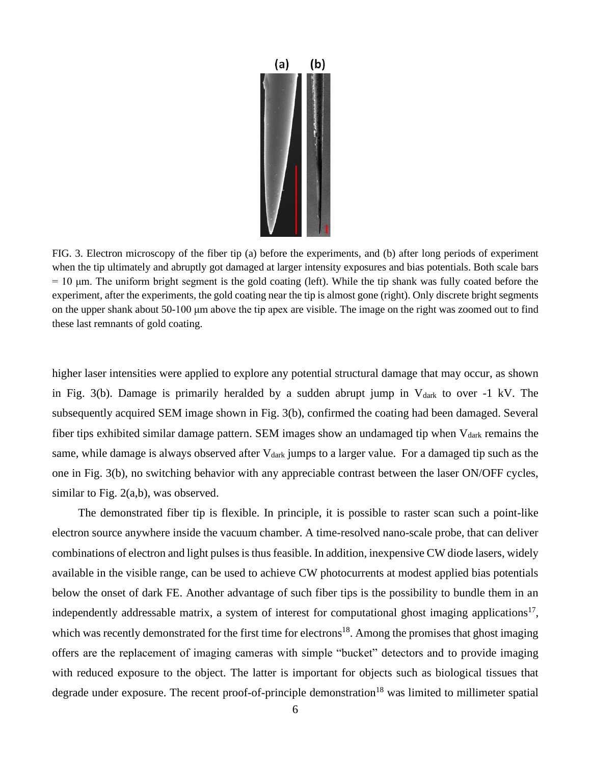FIG. 3. Electron microscopy of the fiber tip (a) before the experiments, and (b) after long periods of experiment when the tip ultimately and abruptly got damaged at larger intensity exposures and bias potentials. Both scale bars = 10 μm. The uniform bright segment is the gold coating (left). While the tip shank was fully coated before the experiment, after the experiments, the gold coating near the tip is almost gone (right). Only discrete bright segments on the upper shank about 50-100 μm above the tip apex are visible. The image on the right was zoomed out to find these last remnants of gold coating.

higher laser intensities were applied to explore any potential structural damage that may occur, as shown in Fig. 3(b). Damage is primarily heralded by a sudden abrupt jump in $V_{dark}$ to over -1 kV. The subsequently acquired SEM image shown in Fig. 3(b), confirmed the coating had been damaged. Several fiber tips exhibited similar damage pattern. SEM images show an undamaged tip when $V_{dark}$ remains the same, while damage is always observed after $V_{dark}$ jumps to a larger value. For a damaged tip such as the one in Fig. 3(b), no switching behavior with any appreciable contrast between the laser ON/OFF cycles, similar to Fig. 2(a,b), was observed.

The demonstrated fiber tip is flexible. In principle, it is possible to raster scan such a point-like electron source anywhere inside the vacuum chamber. A time-resolved nano-scale probe, that can deliver combinations of electron and light pulses is thus feasible. In addition, inexpensive CW diode lasers, widely available in the visible range, can be used to achieve CW photocurrents at modest applied bias potentials below the onset of dark FE. Another advantage of such fiber tips is the possibility to bundle them in an independently addressable matrix, a system of interest for computational ghost imaging applications[17], which was recently demonstrated for the first time for electrons[18]. Among the promises that ghost imaging offers are the replacement of imaging cameras with simple "bucket" detectors and to provide imaging with reduced exposure to the object. The latter is important for objects such as biological tissues that degrade under exposure. The recent proof-of-principle demonstration[18] was limited to millimeter spatial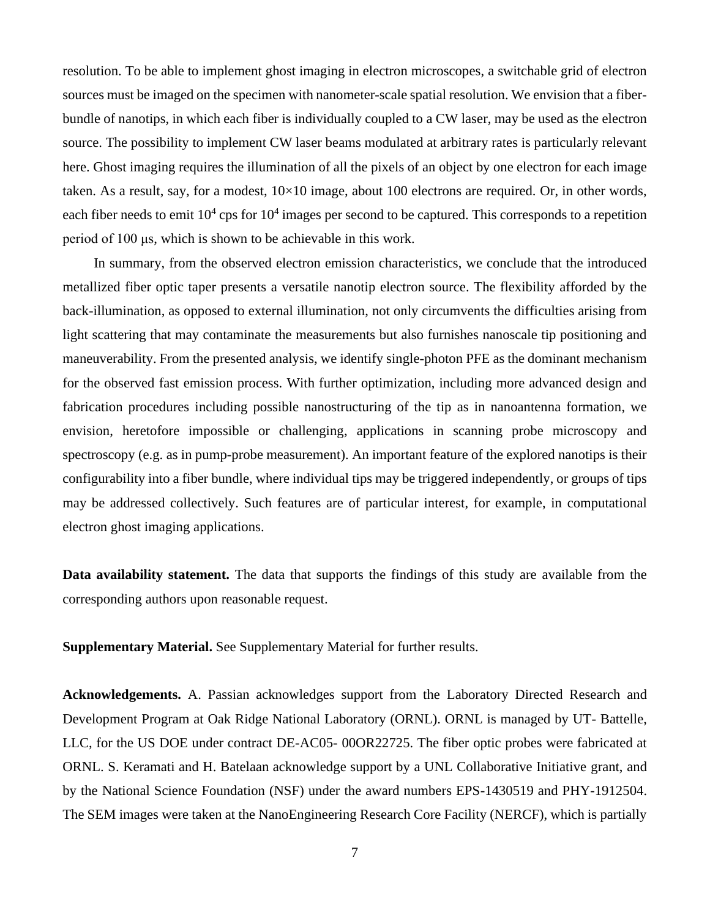resolution. To be able to implement ghost imaging in electron microscopes, a switchable grid of electron sources must be imaged on the specimen with nanometer-scale spatial resolution. We envision that a fiber-bundle of nanotips, in which each fiber is individually coupled to a CW laser, may be used as the electron source. The possibility to implement CW laser beams modulated at arbitrary rates is particularly relevant here. Ghost imaging requires the illumination of all the pixels of an object by one electron for each image taken. As a result, say, for a modest, 10×10 image, about 100 electrons are required. Or, in other words, each fiber needs to emit $10^4$ cps for $10^4$ images per second to be captured. This corresponds to a repetition period of 100 μs, which is shown to be achievable in this work.

In summary, from the observed electron emission characteristics, we conclude that the introduced metallized fiber optic taper presents a versatile nanotip electron source. The flexibility afforded by the back-illumination, as opposed to external illumination, not only circumvents the difficulties arising from light scattering that may contaminate the measurements but also furnishes nanoscale tip positioning and maneuverability. From the presented analysis, we identify single-photon PFE as the dominant mechanism for the observed fast emission process. With further optimization, including more advanced design and fabrication procedures including possible nanostructuring of the tip as in nanoantenna formation, we envision, heretofore impossible or challenging, applications in scanning probe microscopy and spectroscopy (e.g. as in pump-probe measurement). An important feature of the explored nanotips is their configurability into a fiber bundle, where individual tips may be triggered independently, or groups of tips may be addressed collectively. Such features are of particular interest, for example, in computational electron ghost imaging applications.

**Data availability statement.** The data that supports the findings of this study are available from the corresponding authors upon reasonable request.

**Supplementary Material.** See Supplementary Material for further results.

**Acknowledgements.** A. Passian acknowledges support from the Laboratory Directed Research and Development Program at Oak Ridge National Laboratory (ORNL). ORNL is managed by UT- Battelle, LLC, for the US DOE under contract DE-AC05- 00OR22725. The fiber optic probes were fabricated at ORNL. S. Keramati and H. Batelaan acknowledge support by a UNL Collaborative Initiative grant, and by the National Science Foundation (NSF) under the award numbers EPS-1430519 and PHY-1912504. The SEM images were taken at the NanoEngineering Research Core Facility (NERCF), which is partially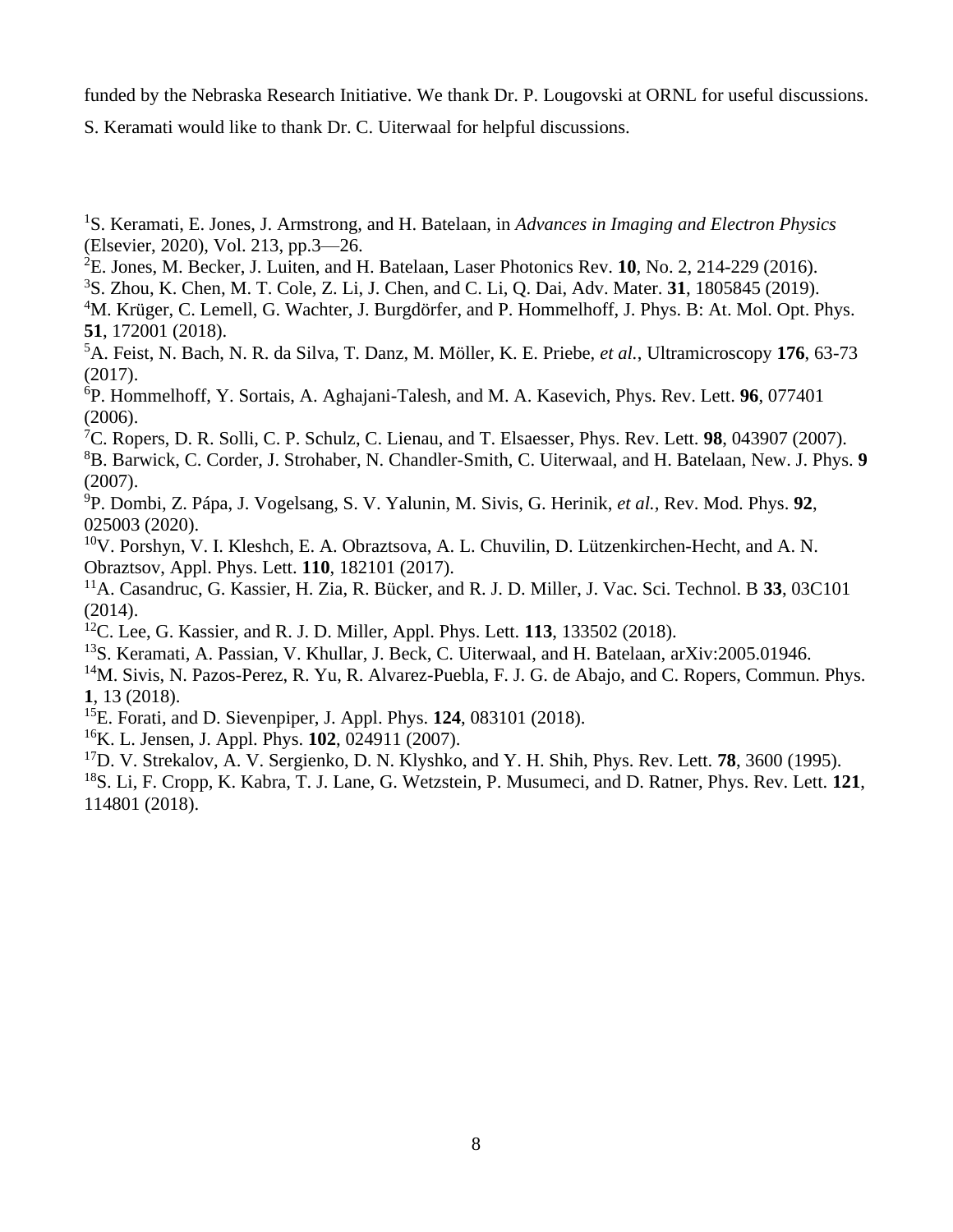funded by the Nebraska Research Initiative. We thank Dr. P. Lougovski at ORNL for useful discussions. S. Keramati would like to thank Dr. C. Uiterwaal for helpful discussions.

[1]S. Keramati, E. Jones, J. Armstrong, and H. Batelaan, in *Advances in Imaging and Electron Physics* (Elsevier, 2020), Vol. 213, pp.3—26.
[2]E. Jones, M. Becker, J. Luiten, and H. Batelaan, Laser Photonics Rev. **10**, No. 2, 214-229 (2016).
[3]S. Zhou, K. Chen, M. T. Cole, Z. Li, J. Chen, and C. Li, Q. Dai, Adv. Mater. **31**, 1805845 (2019).
[4]M. Krüger, C. Lemell, G. Wachter, J. Burgdörfer, and P. Hommelhoff, J. Phys. B: At. Mol. Opt. Phys. **51**, 172001 (2018).
[5]A. Feist, N. Bach, N. R. da Silva, T. Danz, M. Möller, K. E. Priebe, *et al.*, Ultramicroscopy **176**, 63-73 (2017).
[6]P. Hommelhoff, Y. Sortais, A. Aghajani-Talesh, and M. A. Kasevich, Phys. Rev. Lett. **96**, 077401 (2006).
[7]C. Ropers, D. R. Solli, C. P. Schulz, C. Lienau, and T. Elsaesser, Phys. Rev. Lett. **98**, 043907 (2007).
[8]B. Barwick, C. Corder, J. Strohaber, N. Chandler-Smith, C. Uiterwaal, and H. Batelaan, New. J. Phys. **9** (2007).
[9]P. Dombi, Z. Pápa, J. Vogelsang, S. V. Yalunin, M. Sivis, G. Herinik, *et al.,* Rev. Mod. Phys. **92**, 025003 (2020).
[10]V. Porshyn, V. I. Kleshch, E. A. Obraztsova, A. L. Chuvilin, D. Lützenkirchen-Hecht, and A. N. Obraztsov, Appl. Phys. Lett. **110**, 182101 (2017).
[11]A. Casandruc, G. Kassier, H. Zia, R. Bücker, and R. J. D. Miller, J. Vac. Sci. Technol. B **33**, 03C101 (2014).
[12]C. Lee, G. Kassier, and R. J. D. Miller, Appl. Phys. Lett. **113**, 133502 (2018).
[13]S. Keramati, A. Passian, V. Khullar, J. Beck, C. Uiterwaal, and H. Batelaan, arXiv:2005.01946.
[14]M. Sivis, N. Pazos-Perez, R. Yu, R. Alvarez-Puebla, F. J. G. de Abajo, and C. Ropers, Commun. Phys. **1**, 13 (2018).
[15]E. Forati, and D. Sievenpiper, J. Appl. Phys. **124**, 083101 (2018).
[16]K. L. Jensen, J. Appl. Phys. **102**, 024911 (2007).
[17]D. V. Strekalov, A. V. Sergienko, D. N. Klyshko, and Y. H. Shih, Phys. Rev. Lett. **78**, 3600 (1995).
[18]S. Li, F. Cropp, K. Kabra, T. J. Lane, G. Wetzstein, P. Musumeci, and D. Ratner, Phys. Rev. Lett. **121**, 114801 (2018).